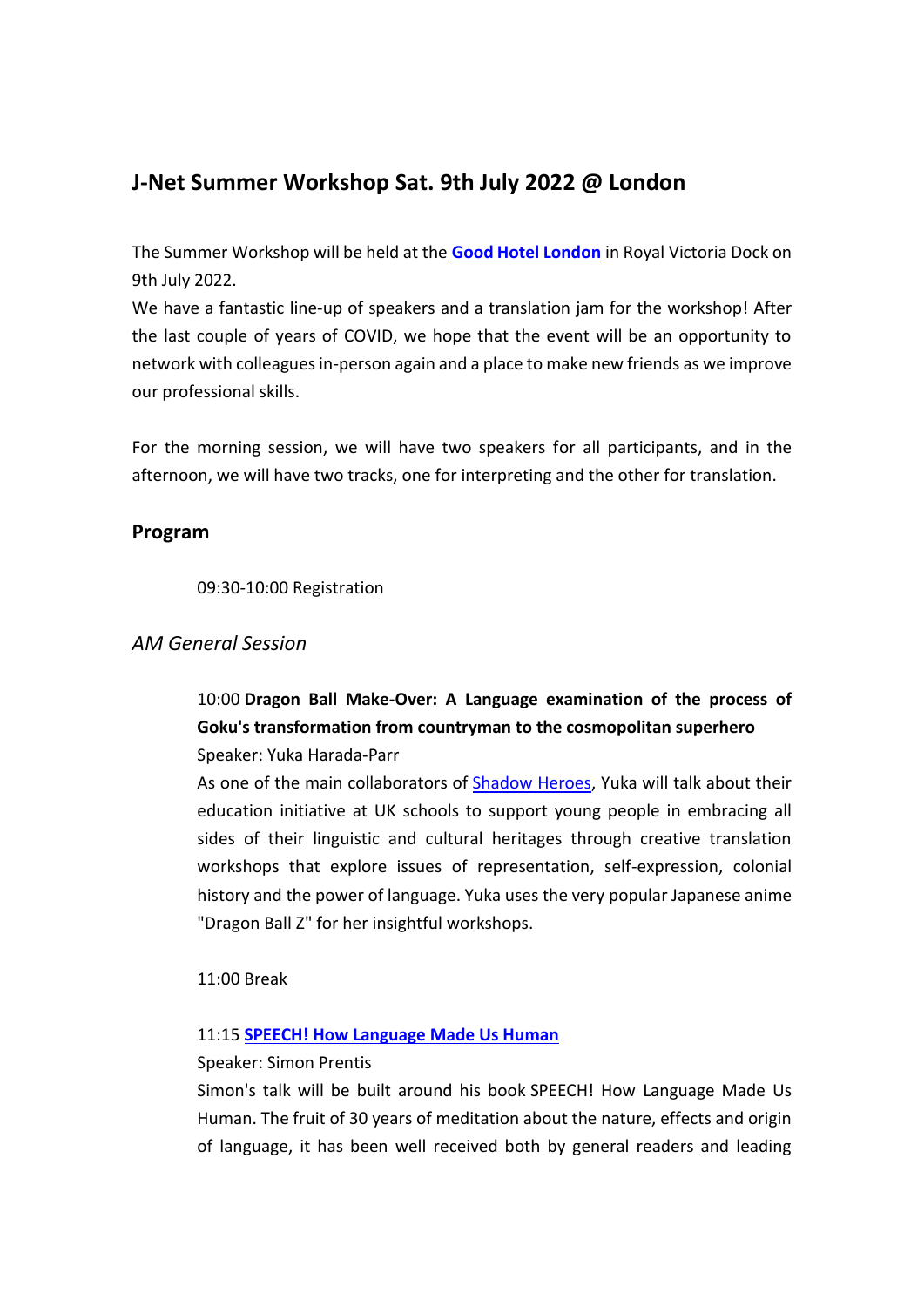## J-Net Summer Workshop Sat. 9th July 2022 @ London

The Summer Workshop will be held at the **Good Hotel London** in Royal Victoria Dock on 9th July 2022.
We have a fantastic line-up of speakers and a translation jam for the workshop! After the last couple of years of COVID, we hope that the event will be an opportunity to network with colleagues in-person again and a place to make new friends as we improve our professional skills.

For the morning session, we will have two speakers for all participants, and in the afternoon, we will have two tracks, one for interpreting and the other for translation.

### Program

09:30-10:00 Registration

### *AM General Session*

10:00 **Dragon Ball Make-Over: A Language examination of the process of Goku's transformation from countryman to the cosmopolitan superhero**
Speaker: Yuka Harada-Parr
As one of the main collaborators of Shadow Heroes, Yuka will talk about their education initiative at UK schools to support young people in embracing all sides of their linguistic and cultural heritages through creative translation workshops that explore issues of representation, self-expression, colonial history and the power of language. Yuka uses the very popular Japanese anime "Dragon Ball Z" for her insightful workshops.

11:00 Break

11:15 **SPEECH! How Language Made Us Human**
Speaker: Simon Prentis
Simon's talk will be built around his book SPEECH! How Language Made Us Human. The fruit of 30 years of meditation about the nature, effects and origin of language, it has been well received both by general readers and leading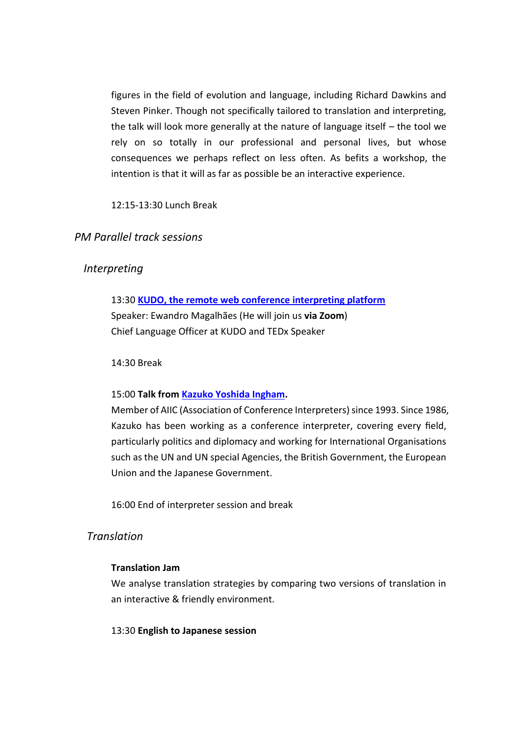figures in the field of evolution and language, including Richard Dawkins and Steven Pinker. Though not specifically tailored to translation and interpreting, the talk will look more generally at the nature of language itself – the tool we rely on so totally in our professional and personal lives, but whose consequences we perhaps reflect on less often. As befits a workshop, the intention is that it will as far as possible be an interactive experience.

12:15-13:30 Lunch Break

## *PM Parallel track sessions*

### *Interpreting*

13:30 **KUDO, the remote web conference interpreting platform**
Speaker: Ewandro Magalhães (He will join us **via Zoom**)
Chief Language Officer at KUDO and TEDx Speaker

14:30 Break

15:00 **Talk from Kazuko Yoshida Ingham.**
Member of AIIC (Association of Conference Interpreters) since 1993. Since 1986, Kazuko has been working as a conference interpreter, covering every field, particularly politics and diplomacy and working for International Organisations such as the UN and UN special Agencies, the British Government, the European Union and the Japanese Government.

16:00 End of interpreter session and break

### *Translation*

**Translation Jam**
We analyse translation strategies by comparing two versions of translation in an interactive & friendly environment.

13:30 **English to Japanese session**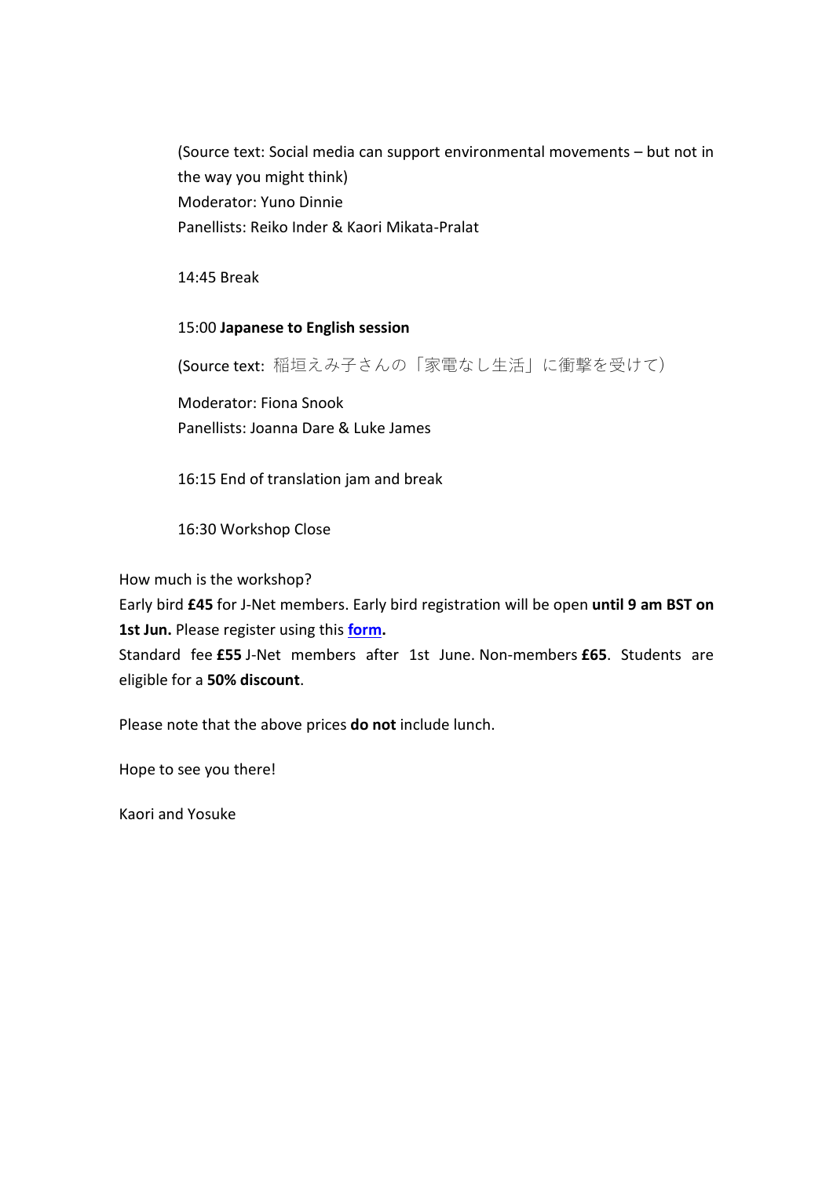(Source text: Social media can support environmental movements – but not in the way you might think)
Moderator: Yuno Dinnie
Panellists: Reiko Inder & Kaori Mikata-Pralat

14:45 Break

15:00 **Japanese to English session**

(Source text: 稲垣えみ子さんの「家電なし生活」に衝撃を受けて)

Moderator: Fiona Snook
Panellists: Joanna Dare & Luke James

16:15 End of translation jam and break

16:30 Workshop Close

How much is the workshop?
Early bird **£45** for J-Net members. Early bird registration will be open **until 9 am BST on 1st Jun.** Please register using this **form.**
Standard fee **£55** J-Net members after 1st June. Non-members **£65**. Students are eligible for a **50% discount**.

Please note that the above prices **do not** include lunch.

Hope to see you there!

Kaori and Yosuke